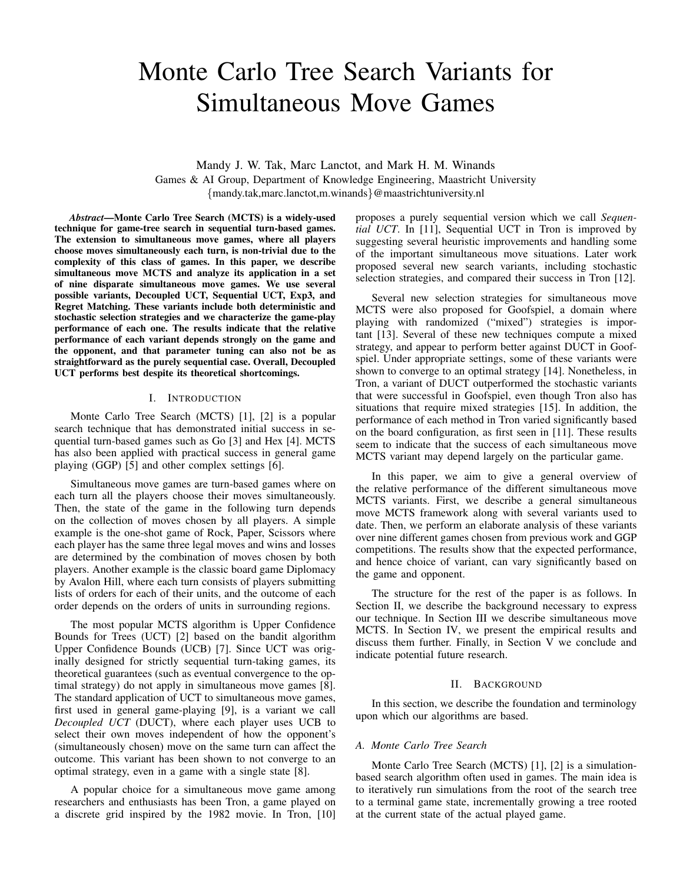# Monte Carlo Tree Search Variants for Simultaneous Move Games

Mandy J. W. Tak, Marc Lanctot, and Mark H. M. Winands
Games & AI Group, Department of Knowledge Engineering, Maastricht University
{mandy.tak,marc.lanctot,m.winands}@maastrichtuniversity.nl

***Abstract*—Monte Carlo Tree Search (MCTS) is a widely-used technique for game-tree search in sequential turn-based games. The extension to simultaneous move games, where all players choose moves simultaneously each turn, is non-trivial due to the complexity of this class of games. In this paper, we describe simultaneous move MCTS and analyze its application in a set of nine disparate simultaneous move games. We use several possible variants, Decoupled UCT, Sequential UCT, Exp3, and Regret Matching. These variants include both deterministic and stochastic selection strategies and we characterize the game-play performance of each one. The results indicate that the relative performance of each variant depends strongly on the game and the opponent, and that parameter tuning can also not be as straightforward as the purely sequential case. Overall, Decoupled UCT performs best despite its theoretical shortcomings.**

## I. Introduction

Monte Carlo Tree Search (MCTS) [1], [2] is a popular search technique that has demonstrated initial success in sequential turn-based games such as Go [3] and Hex [4]. MCTS has also been applied with practical success in general game playing (GGP) [5] and other complex settings [6].

Simultaneous move games are turn-based games where on each turn all the players choose their moves simultaneously. Then, the state of the game in the following turn depends on the collection of moves chosen by all players. A simple example is the one-shot game of Rock, Paper, Scissors where each player has the same three legal moves and wins and losses are determined by the combination of moves chosen by both players. Another example is the classic board game Diplomacy by Avalon Hill, where each turn consists of players submitting lists of orders for each of their units, and the outcome of each order depends on the orders of units in surrounding regions.

The most popular MCTS algorithm is Upper Confidence Bounds for Trees (UCT) [2] based on the bandit algorithm Upper Confidence Bounds (UCB) [7]. Since UCT was originally designed for strictly sequential turn-taking games, its theoretical guarantees (such as eventual convergence to the optimal strategy) do not apply in simultaneous move games [8]. The standard application of UCT to simultaneous move games, first used in general game-playing [9], is a variant we call *Decoupled UCT* (DUCT), where each player uses UCB to select their own moves independent of how the opponent's (simultaneously chosen) move on the same turn can affect the outcome. This variant has been shown to not converge to an optimal strategy, even in a game with a single state [8].

A popular choice for a simultaneous move game among researchers and enthusiasts has been Tron, a game played on a discrete grid inspired by the 1982 movie. In Tron, [10] proposes a purely sequential version which we call *Sequential UCT*. In [11], Sequential UCT in Tron is improved by suggesting several heuristic improvements and handling some of the important simultaneous move situations. Later work proposed several new search variants, including stochastic selection strategies, and compared their success in Tron [12].

Several new selection strategies for simultaneous move MCTS were also proposed for Goofspiel, a domain where playing with randomized ("mixed") strategies is important [13]. Several of these new techniques compute a mixed strategy, and appear to perform better against DUCT in Goofspiel. Under appropriate settings, some of these variants were shown to converge to an optimal strategy [14]. Nonetheless, in Tron, a variant of DUCT outperformed the stochastic variants that were successful in Goofspiel, even though Tron also has situations that require mixed strategies [15]. In addition, the performance of each method in Tron varied significantly based on the board configuration, as first seen in [11]. These results seem to indicate that the success of each simultaneous move MCTS variant may depend largely on the particular game.

In this paper, we aim to give a general overview of the relative performance of the different simultaneous move MCTS variants. First, we describe a general simultaneous move MCTS framework along with several variants used to date. Then, we perform an elaborate analysis of these variants over nine different games chosen from previous work and GGP competitions. The results show that the expected performance, and hence choice of variant, can vary significantly based on the game and opponent.

The structure for the rest of the paper is as follows. In Section II, we describe the background necessary to express our technique. In Section III we describe simultaneous move MCTS. In Section IV, we present the empirical results and discuss them further. Finally, in Section V we conclude and indicate potential future research.

## II. Background

In this section, we describe the foundation and terminology upon which our algorithms are based.

### A. Monte Carlo Tree Search

Monte Carlo Tree Search (MCTS) [1], [2] is a simulation-based search algorithm often used in games. The main idea is to iteratively run simulations from the root of the search tree to a terminal game state, incrementally growing a tree rooted at the current state of the actual played game.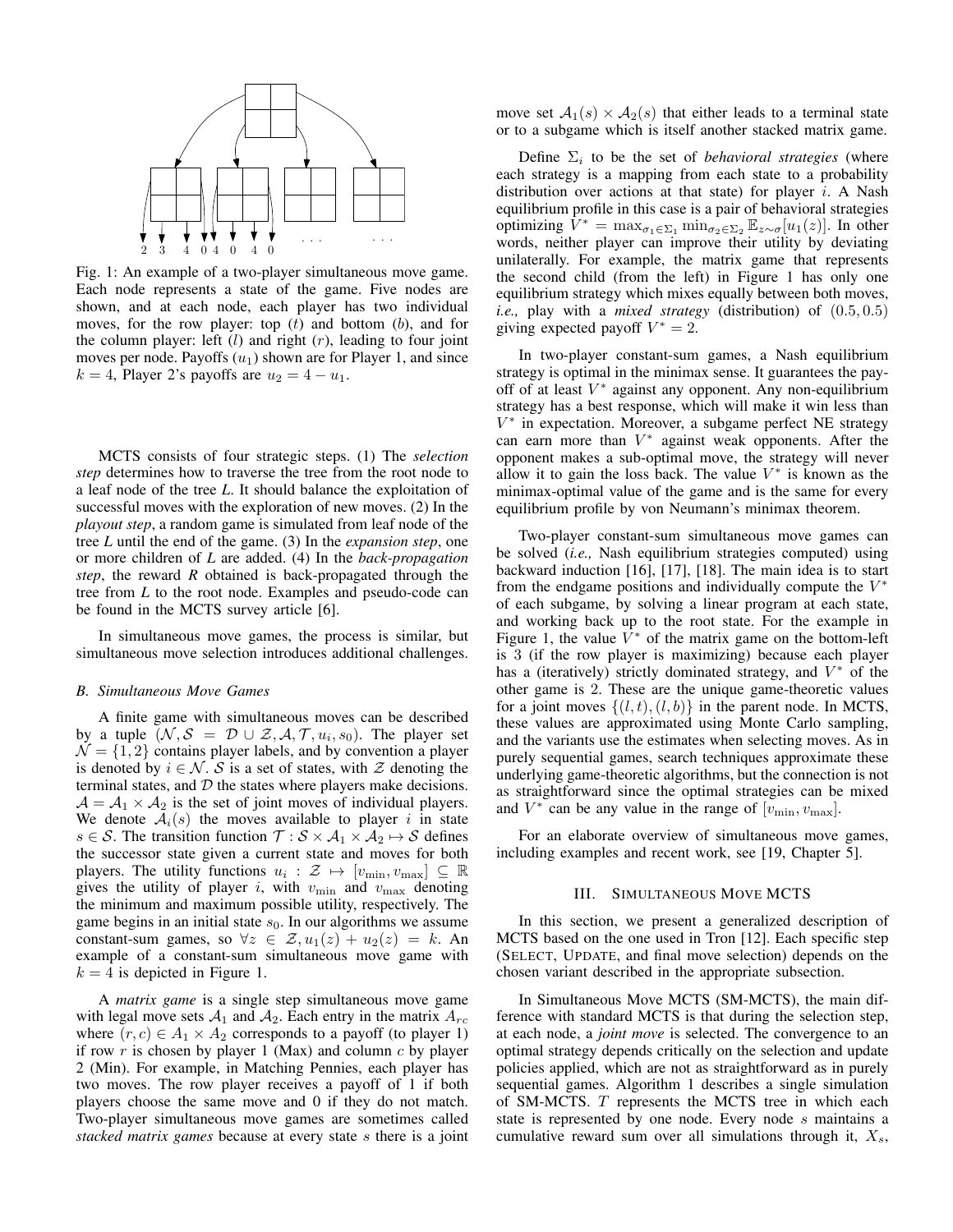Fig. 1: An example of a two-player simultaneous move game. Each node represents a state of the game. Five nodes are shown, and at each node, each player has two individual moves, for the row player: top ($t$) and bottom ($b$), and for the column player: left ($l$) and right ($r$), leading to four joint moves per node. Payoffs ($u_1$) shown are for Player 1, and since $k = 4$, Player 2's payoffs are $u_2 = 4 - u_1$.

MCTS consists of four strategic steps. (1) The *selection step* determines how to traverse the tree from the root node to a leaf node of the tree *L*. It should balance the exploitation of successful moves with the exploration of new moves. (2) In the *playout step*, a random game is simulated from leaf node of the tree *L* until the end of the game. (3) In the *expansion step*, one or more children of *L* are added. (4) In the *back-propagation step*, the reward *R* obtained is back-propagated through the tree from *L* to the root node. Examples and pseudo-code can be found in the MCTS survey article [6].

In simultaneous move games, the process is similar, but simultaneous move selection introduces additional challenges.

### B. Simultaneous Move Games

A finite game with simultaneous moves can be described by a tuple $(\mathcal{N}, \mathcal{S} = \mathcal{D} \cup \mathcal{Z}, \mathcal{A}, \mathcal{T}, u_i, s_0)$. The player set $\mathcal{N} = \{1, 2\}$ contains player labels, and by convention a player is denoted by $i \in \mathcal{N}$. $\mathcal{S}$ is a set of states, with $\mathcal{Z}$ denoting the terminal states, and $\mathcal{D}$ the states where players make decisions. $\mathcal{A} = \mathcal{A}_1 \times \mathcal{A}_2$ is the set of joint moves of individual players. We denote $\mathcal{A}_i(s)$ the moves available to player $i$ in state $s \in \mathcal{S}$. The transition function $\mathcal{T} : \mathcal{S} \times \mathcal{A}_1 \times \mathcal{A}_2 \mapsto \mathcal{S}$ defines the successor state given a current state and moves for both players. The utility functions $u_i : \mathcal{Z} \mapsto [v_{\min}, v_{\max}] \subseteq \mathbb{R}$ gives the utility of player $i$, with $v_{\min}$ and $v_{\max}$ denoting the minimum and maximum possible utility, respectively. The game begins in an initial state $s_0$. In our algorithms we assume constant-sum games, so $\forall z \in \mathcal{Z}, u_1(z) + u_2(z) = k$. An example of a constant-sum simultaneous move game with $k = 4$ is depicted in Figure 1.

A *matrix game* is a single step simultaneous move game with legal move sets $\mathcal{A}_1$ and $\mathcal{A}_2$. Each entry in the matrix $A_{rc}$ where $(r, c) \in A_1 \times A_2$ corresponds to a payoff (to player 1) if row $r$ is chosen by player 1 (Max) and column $c$ by player 2 (Min). For example, in Matching Pennies, each player has two moves. The row player receives a payoff of 1 if both players choose the same move and 0 if they do not match. Two-player simultaneous move games are sometimes called *stacked matrix games* because at every state $s$ there is a joint move set $\mathcal{A}_1(s) \times \mathcal{A}_2(s)$ that either leads to a terminal state or to a subgame which is itself another stacked matrix game.

Define $\Sigma_i$ to be the set of *behavioral strategies* (where each strategy is a mapping from each state to a probability distribution over actions at that state) for player $i$. A Nash equilibrium profile in this case is a pair of behavioral strategies optimizing $V^* = \max_{\sigma_1 \in \Sigma_1} \min_{\sigma_2 \in \Sigma_2} \mathbb{E}_{z \sim \sigma}[u_1(z)]$. In other words, neither player can improve their utility by deviating unilaterally. For example, the matrix game that represents the second child (from the left) in Figure 1 has only one equilibrium strategy which mixes equally between both moves, *i.e.,* play with a *mixed strategy* (distribution) of $(0.5, 0.5)$ giving expected payoff $V^* = 2$.

In two-player constant-sum games, a Nash equilibrium strategy is optimal in the minimax sense. It guarantees the payoff of at least $V^*$ against any opponent. Any non-equilibrium strategy has a best response, which will make it win less than $V^*$ in expectation. Moreover, a subgame perfect NE strategy can earn more than $V^*$ against weak opponents. After the opponent makes a sub-optimal move, the strategy will never allow it to gain the loss back. The value $V^*$ is known as the minimax-optimal value of the game and is the same for every equilibrium profile by von Neumann's minimax theorem.

Two-player constant-sum simultaneous move games can be solved (*i.e.,* Nash equilibrium strategies computed) using backward induction [16], [17], [18]. The main idea is to start from the endgame positions and individually compute the $V^*$ of each subgame, by solving a linear program at each state, and working back up to the root state. For the example in Figure 1, the value $V^*$ of the matrix game on the bottom-left is 3 (if the row player is maximizing) because each player has a (iteratively) strictly dominated strategy, and $V^*$ of the other game is 2. These are the unique game-theoretic values for a joint moves $\{(l, t), (l, b)\}$ in the parent node. In MCTS, these values are approximated using Monte Carlo sampling, and the variants use the estimates when selecting moves. As in purely sequential games, search techniques approximate these underlying game-theoretic algorithms, but the connection is not as straightforward since the optimal strategies can be mixed and $V^*$ can be any value in the range of $[v_{\min}, v_{\max}]$.

For an elaborate overview of simultaneous move games, including examples and recent work, see [19, Chapter 5].

## III. Simultaneous Move MCTS

In this section, we present a generalized description of MCTS based on the one used in Tron [12]. Each specific step (Select, Update, and final move selection) depends on the chosen variant described in the appropriate subsection.

In Simultaneous Move MCTS (SM-MCTS), the main difference with standard MCTS is that during the selection step, at each node, a *joint move* is selected. The convergence to an optimal strategy depends critically on the selection and update policies applied, which are not as straightforward as in purely sequential games. Algorithm 1 describes a single simulation of SM-MCTS. $T$ represents the MCTS tree in which each state is represented by one node. Every node $s$ maintains a cumulative reward sum over all simulations through it, $X_s$,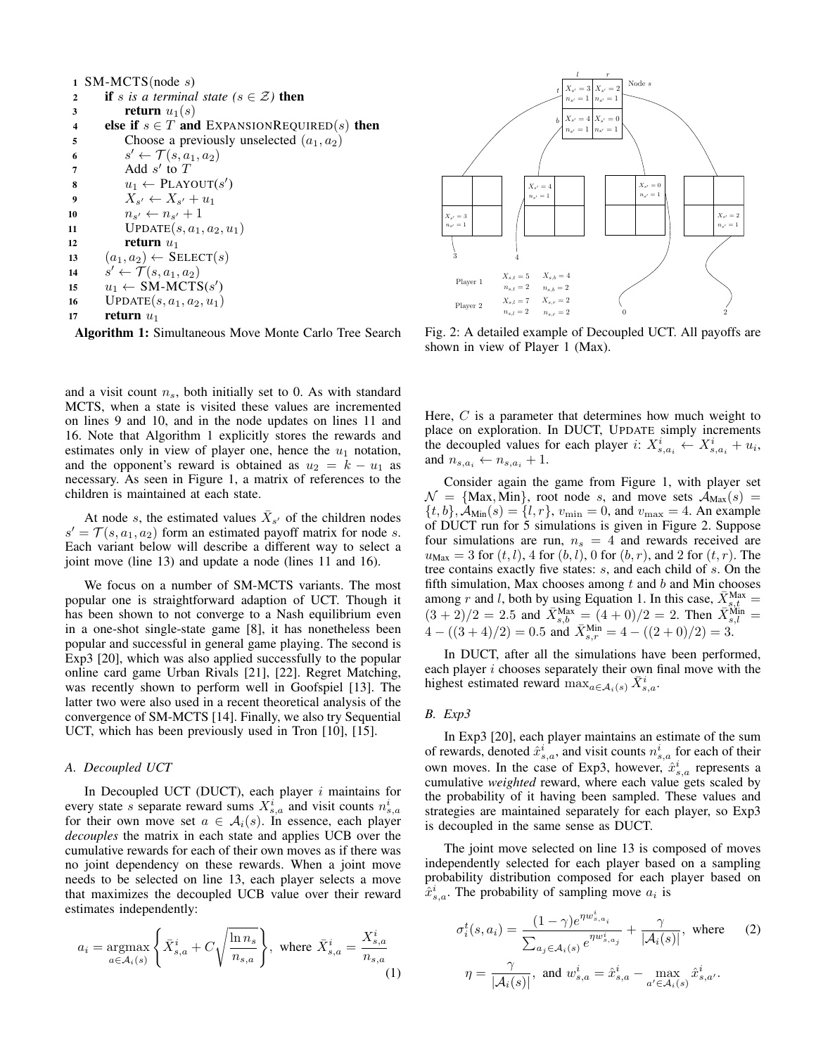```
1  SM-MCTS(node s)
2    if s is a terminal state (s ∈ Z) then
3      return u_1(s)
4    else if s ∈ T and ExpansionRequired(s) then
5      Choose a previously unselected (a_1, a_2)
6      s' ← T(s, a_1, a_2)
7      Add s' to T
8      u_1 ← Playout(s')
9      X_{s'} ← X_{s'} + u_1
10     n_{s'} ← n_{s'} + 1
11     Update(s, a_1, a_2, u_1)
12     return u_1
13   (a_1, a_2) ← Select(s)
14   s' ← T(s, a_1, a_2)
15   u_1 ← SM-MCTS(s')
16   Update(s, a_1, a_2, u_1)
17   return u_1
```

**Algorithm 1:** Simultaneous Move Monte Carlo Tree Search

Fig. 2: A detailed example of Decoupled UCT. All payoffs are shown in view of Player 1 (Max).

and a visit count $n_s$, both initially set to 0. As with standard MCTS, when a state is visited these values are incremented on lines 9 and 10, and in the node updates on lines 11 and 16. Note that Algorithm 1 explicitly stores the rewards and estimates only in view of player one, hence the $u_1$ notation, and the opponent's reward is obtained as $u_2 = k - u_1$ as necessary. As seen in Figure 1, a matrix of references to the children is maintained at each state.

At node $s$, the estimated values $\bar{X}_{s'}$ of the children nodes $s' = \mathcal{T}(s, a_1, a_2)$ form an estimated payoff matrix for node $s$. Each variant below will describe a different way to select a joint move (line 13) and update a node (lines 11 and 16).

We focus on a number of SM-MCTS variants. The most popular one is straightforward adaption of UCT. Though it has been shown to not converge to a Nash equilibrium even in a one-shot single-state game [8], it has nonetheless been popular and successful in general game playing. The second is Exp3 [20], which was also applied successfully to the popular online card game Urban Rivals [21], [22]. Regret Matching, was recently shown to perform well in Goofspiel [13]. The latter two were also used in a recent theoretical analysis of the convergence of SM-MCTS [14]. Finally, we also try Sequential UCT, which has been previously used in Tron [10], [15].

### A. Decoupled UCT

In Decoupled UCT (DUCT), each player $i$ maintains for every state $s$ separate reward sums $X^i_{s,a}$ and visit counts $n^i_{s,a}$ for their own move set $a \in \mathcal{A}_i(s)$. In essence, each player *decouples* the matrix in each state and applies UCB over the cumulative rewards for each of their own moves as if there was no joint dependency on these rewards. When a joint move needs to be selected on line 13, each player selects a move that maximizes the decoupled UCB value over their reward estimates independently:

$$a_i = \operatorname*{argmax}_{a \in \mathcal{A}_i(s)} \left\{ \bar{X}^i_{s,a} + C\sqrt{\frac{\ln n_s}{n_{s,a}}} \right\}, \text{ where } \bar{X}^i_{s,a} = \frac{X^i_{s,a}}{n_{s,a}} \quad (1)$$

Here, $C$ is a parameter that determines how much weight to place on exploration. In DUCT, UPDATE simply increments the decoupled values for each player $i$: $X^i_{s,a_i} \leftarrow X^i_{s,a_i} + u_i$, and $n_{s,a_i} \leftarrow n_{s,a_i} + 1$.

Consider again the game from Figure 1, with player set $\mathcal{N} = \{\text{Max}, \text{Min}\}$, root node $s$, and move sets $\mathcal{A}_{\text{Max}}(s) = \{t, b\}, \mathcal{A}_{\text{Min}}(s) = \{l, r\}$, $v_{\min} = 0$, and $v_{\max} = 4$. An example of DUCT run for 5 simulations is given in Figure 2. Suppose four simulations are run, $n_s = 4$ and rewards received are $u_{\text{Max}} = 3$ for $(t, l)$, 4 for $(b, l)$, 0 for $(b, r)$, and 2 for $(t, r)$. The tree contains exactly five states: $s$, and each child of $s$. On the fifth simulation, Max chooses among $t$ and $b$ and Min chooses among $r$ and $l$, both by using Equation 1. In this case, $\bar{X}^{\text{Max}}_{s,t} = (3+2)/2 = 2.5$ and $\bar{X}^{\text{Max}}_{s,b} = (4+0)/2 = 2$. Then $\bar{X}^{\text{Min}}_{s,l} = 4 - ((3+4)/2) = 0.5$ and $\bar{X}^{\text{Min}}_{s,r} = 4 - ((2+0)/2) = 3$.

In DUCT, after all the simulations have been performed, each player $i$ chooses separately their own final move with the highest estimated reward $\max_{a \in \mathcal{A}_i(s)} \bar{X}^i_{s,a}$.

### B. Exp3

In Exp3 [20], each player maintains an estimate of the sum of rewards, denoted $\hat{x}^i_{s,a}$, and visit counts $n^i_{s,a}$ for each of their own moves. In the case of Exp3, however, $\hat{x}^i_{s,a}$ represents a cumulative *weighted* reward, where each value gets scaled by the probability of it having been sampled. These values and strategies are maintained separately for each player, so Exp3 is decoupled in the same sense as DUCT.

The joint move selected on line 13 is composed of moves independently selected for each player based on a sampling probability distribution composed for each player based on $\hat{x}^i_{s,a}$. The probability of sampling move $a_i$ is

$$\sigma^t_i(s, a_i) = \frac{(1-\gamma)e^{\eta w^i_{s,a_i}}}{\sum_{a_j \in \mathcal{A}_i(s)} e^{\eta w^i_{s,a_j}}} + \frac{\gamma}{|\mathcal{A}_i(s)|}, \text{ where} \quad (2)$$

$$\eta = \frac{\gamma}{|\mathcal{A}_i(s)|}, \text{ and } w^i_{s,a} = \hat{x}^i_{s,a} - \max_{a' \in \mathcal{A}_i(s)} \hat{x}^i_{s,a'}.$$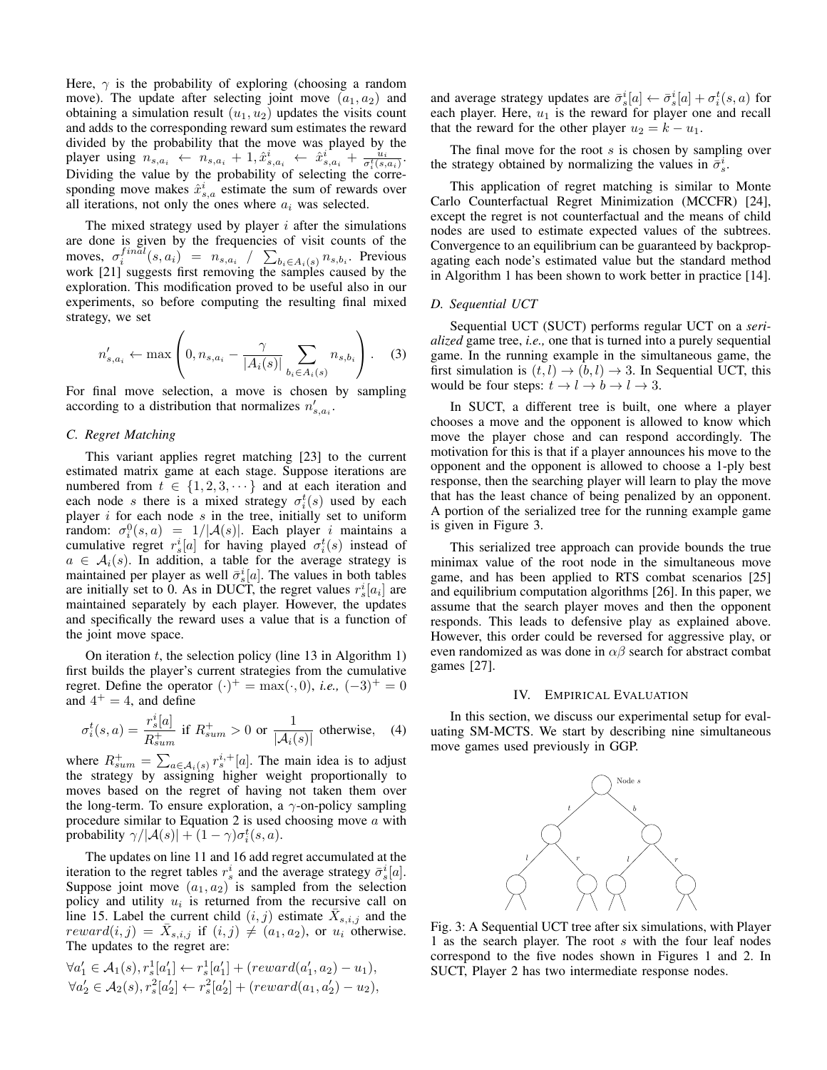Here, $\gamma$ is the probability of exploring (choosing a random move). The update after selecting joint move $(a_1, a_2)$ and obtaining a simulation result $(u_1, u_2)$ updates the visits count and adds to the corresponding reward sum estimates the reward divided by the probability that the move was played by the player using $n_{s,a_i} \leftarrow n_{s,a_i} + 1, \hat{x}^i_{s,a_i} \leftarrow \hat{x}^i_{s,a_i} + \frac{u_i}{\sigma^t_i(s,a_i)}$. Dividing the value by the probability of selecting the corresponding move makes $\hat{x}^i_{s,a}$ estimate the sum of rewards over all iterations, not only the ones where $a_i$ was selected.

The mixed strategy used by player $i$ after the simulations are done is given by the frequencies of visit counts of the moves, $\sigma^{final}_i(s, a_i) = n_{s,a_i} / \sum_{b_i \in A_i(s)} n_{s,b_i}$. Previous work [21] suggests first removing the samples caused by the exploration. This modification proved to be useful also in our experiments, so before computing the resulting final mixed strategy, we set

$$n'_{s,a_i} \leftarrow \max\left(0, n_{s,a_i} - \frac{\gamma}{|A_i(s)|} \sum_{b_i \in A_i(s)} n_{s,b_i}\right). \quad (3)$$

For final move selection, a move is chosen by sampling according to a distribution that normalizes $n'_{s,a_i}$.

### C. Regret Matching

This variant applies regret matching [23] to the current estimated matrix game at each stage. Suppose iterations are numbered from $t \in \{1, 2, 3, \cdots\}$ and at each iteration and each node $s$ there is a mixed strategy $\sigma^t_i(s)$ used by each player $i$ for each node $s$ in the tree, initially set to uniform random: $\sigma^0_i(s, a) = 1/|\mathcal{A}(s)|$. Each player $i$ maintains a cumulative regret $r^i_s[a]$ for having played $\sigma^t_i(s)$ instead of $a \in \mathcal{A}_i(s)$. In addition, a table for the average strategy is maintained per player as well $\bar{\sigma}^i_s[a]$. The values in both tables are initially set to 0. As in DUCT, the regret values $r^i_s[a_i]$ are maintained separately by each player. However, the updates and specifically the reward uses a value that is a function of the joint move space.

On iteration $t$, the selection policy (line 13 in Algorithm 1) first builds the player's current strategies from the cumulative regret. Define the operator $(\cdot)^+ = \max(\cdot, 0)$, *i.e.,* $(-3)^+ = 0$ and $4^+ = 4$, and define

$$\sigma^t_i(s, a) = \frac{r^i_s[a]}{R^+_{sum}} \text{ if } R^+_{sum} > 0 \text{ or } \frac{1}{|\mathcal{A}_i(s)|} \text{ otherwise}, \quad (4)$$

where $R^+_{sum} = \sum_{a \in \mathcal{A}_i(s)} r^{i,+}_s[a]$. The main idea is to adjust the strategy by assigning higher weight proportionally to moves based on the regret of having not taken them over the long-term. To ensure exploration, a $\gamma$-on-policy sampling procedure similar to Equation 2 is used choosing move $a$ with probability $\gamma/|\mathcal{A}(s)| + (1 - \gamma)\sigma^t_i(s, a)$.

The updates on line 11 and 16 add regret accumulated at the iteration to the regret tables $r^i_s$ and the average strategy $\bar{\sigma}^i_s[a]$. Suppose joint move $(a_1, a_2)$ is sampled from the selection policy and utility $u_i$ is returned from the recursive call on line 15. Label the current child $(i, j)$ estimate $\bar{X}_{s,i,j}$ and the $reward(i, j) = \bar{X}_{s,i,j}$ if $(i, j) \neq (a_1, a_2)$, or $u_i$ otherwise. The updates to the regret are:

$\forall a'_1 \in \mathcal{A}_1(s), r^1_s[a'_1] \leftarrow r^1_s[a'_1] + (reward(a'_1, a_2) - u_1),$
$\forall a'_2 \in \mathcal{A}_2(s), r^2_s[a'_2] \leftarrow r^2_s[a'_2] + (reward(a_1, a'_2) - u_2),$

and average strategy updates are $\bar{\sigma}^i_s[a] \leftarrow \bar{\sigma}^i_s[a] + \sigma^t_i(s, a)$ for each player. Here, $u_1$ is the reward for player one and recall that the reward for the other player $u_2 = k - u_1$.

The final move for the root $s$ is chosen by sampling over the strategy obtained by normalizing the values in $\bar{\sigma}^i_s$.

This application of regret matching is similar to Monte Carlo Counterfactual Regret Minimization (MCCFR) [24], except the regret is not counterfactual and the means of child nodes are used to estimate expected values of the subtrees. Convergence to an equilibrium can be guaranteed by backpropagating each node's estimated value but the standard method in Algorithm 1 has been shown to work better in practice [14].

### D. Sequential UCT

Sequential UCT (SUCT) performs regular UCT on a *serialized* game tree, *i.e.,* one that is turned into a purely sequential game. In the running example in the simultaneous game, the first simulation is $(t, l) \rightarrow (b, l) \rightarrow 3$. In Sequential UCT, this would be four steps: $t \rightarrow l \rightarrow b \rightarrow l \rightarrow 3$.

In SUCT, a different tree is built, one where a player chooses a move and the opponent is allowed to know which move the player chose and can respond accordingly. The motivation for this is that if a player announces his move to the opponent and the opponent is allowed to choose a 1-ply best response, then the searching player will learn to play the move that has the least chance of being penalized by an opponent. A portion of the serialized tree for the running example game is given in Figure 3.

This serialized tree approach can provide bounds the true minimax value of the root node in the simultaneous move game, and has been applied to RTS combat scenarios [25] and equilibrium computation algorithms [26]. In this paper, we assume that the search player moves and then the opponent responds. This leads to defensive play as explained above. However, this order could be reversed for aggressive play, or even randomized as was done in $\alpha\beta$ search for abstract combat games [27].

## IV. Empirical Evaluation

In this section, we discuss our experimental setup for evaluating SM-MCTS. We start by describing nine simultaneous move games used previously in GGP.

Fig. 3: A Sequential UCT tree after six simulations, with Player 1 as the search player. The root $s$ with the four leaf nodes correspond to the five nodes shown in Figures 1 and 2. In SUCT, Player 2 has two intermediate response nodes.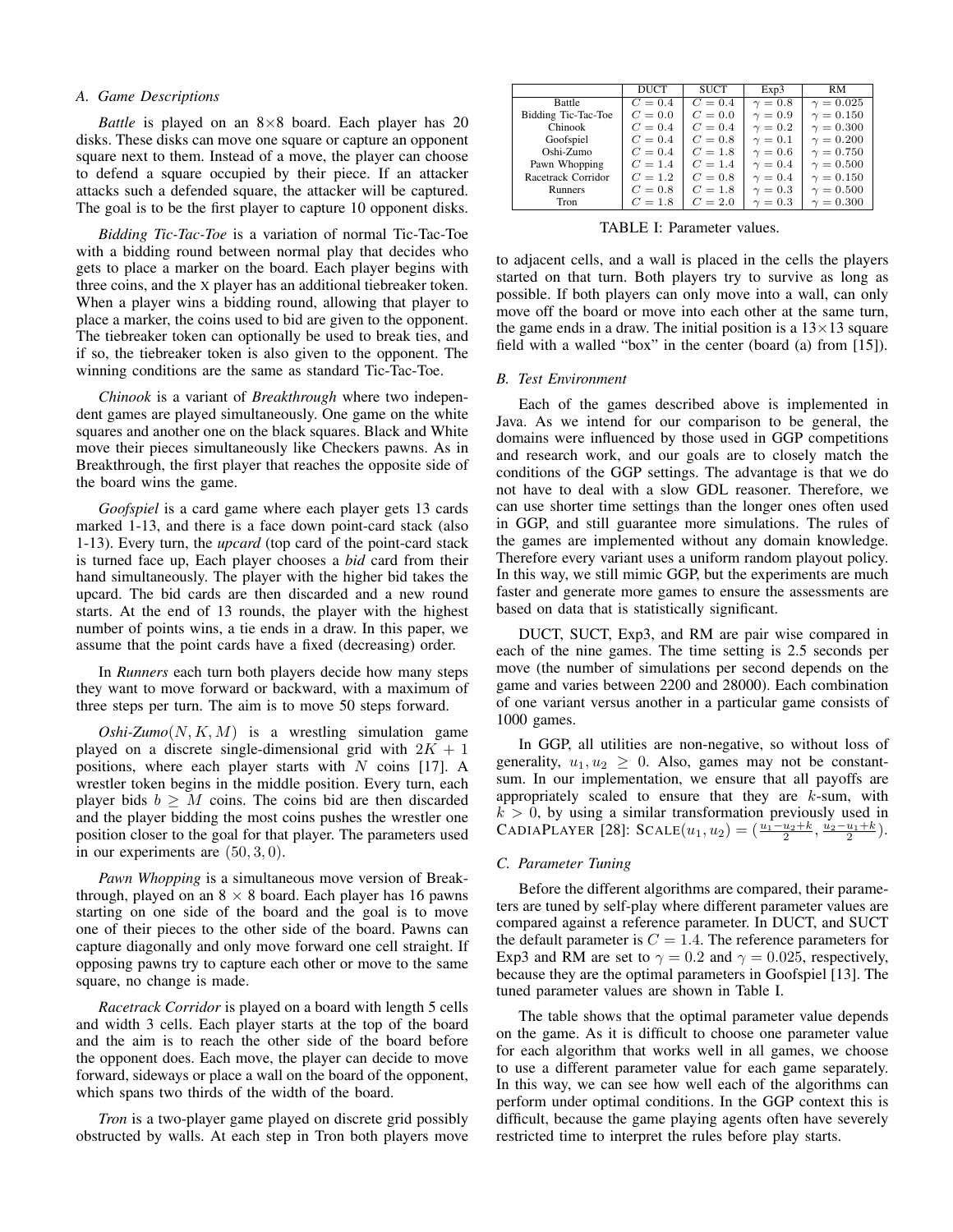### A. Game Descriptions

*Battle* is played on an 8×8 board. Each player has 20 disks. These disks can move one square or capture an opponent square next to them. Instead of a move, the player can choose to defend a square occupied by their piece. If an attacker attacks such a defended square, the attacker will be captured. The goal is to be the first player to capture 10 opponent disks.

*Bidding Tic-Tac-Toe* is a variation of normal Tic-Tac-Toe with a bidding round between normal play that decides who gets to place a marker on the board. Each player begins with three coins, and the X player has an additional tiebreaker token. When a player wins a bidding round, allowing that player to place a marker, the coins used to bid are given to the opponent. The tiebreaker token can optionally be used to break ties, and if so, the tiebreaker token is also given to the opponent. The winning conditions are the same as standard Tic-Tac-Toe.

*Chinook* is a variant of *Breakthrough* where two independent games are played simultaneously. One game on the white squares and another one on the black squares. Black and White move their pieces simultaneously like Checkers pawns. As in Breakthrough, the first player that reaches the opposite side of the board wins the game.

*Goofspiel* is a card game where each player gets 13 cards marked 1-13, and there is a face down point-card stack (also 1-13). Every turn, the *upcard* (top card of the point-card stack is turned face up, Each player chooses a *bid* card from their hand simultaneously. The player with the higher bid takes the upcard. The bid cards are then discarded and a new round starts. At the end of 13 rounds, the player with the highest number of points wins, a tie ends in a draw. In this paper, we assume that the point cards have a fixed (decreasing) order.

In *Runners* each turn both players decide how many steps they want to move forward or backward, with a maximum of three steps per turn. The aim is to move 50 steps forward.

*Oshi-Zumo*$(N, K, M)$ is a wrestling simulation game played on a discrete single-dimensional grid with $2K + 1$ positions, where each player starts with $N$ coins [17]. A wrestler token begins in the middle position. Every turn, each player bids $b \geq M$ coins. The coins bid are then discarded and the player bidding the most coins pushes the wrestler one position closer to the goal for that player. The parameters used in our experiments are $(50, 3, 0)$.

*Pawn Whopping* is a simultaneous move version of Breakthrough, played on an $8 \times 8$ board. Each player has 16 pawns starting on one side of the board and the goal is to move one of their pieces to the other side of the board. Pawns can capture diagonally and only move forward one cell straight. If opposing pawns try to capture each other or move to the same square, no change is made.

*Racetrack Corridor* is played on a board with length 5 cells and width 3 cells. Each player starts at the top of the board and the aim is to reach the other side of the board before the opponent does. Each move, the player can decide to move forward, sideways or place a wall on the board of the opponent, which spans two thirds of the width of the board.

*Tron* is a two-player game played on discrete grid possibly obstructed by walls. At each step in Tron both players move to adjacent cells, and a wall is placed in the cells the players started on that turn. Both players try to survive as long as possible. If both players can only move into a wall, can only move off the board or move into each other at the same turn, the game ends in a draw. The initial position is a 13×13 square field with a walled "box" in the center (board (a) from [15]).

| | DUCT | SUCT | Exp3 | RM |
|---|---|---|---|---|
| Battle | $C = 0.4$ | $C = 0.4$ | $\gamma = 0.8$ | $\gamma = 0.025$ |
| Bidding Tic-Tac-Toe | $C = 0.0$ | $C = 0.0$ | $\gamma = 0.9$ | $\gamma = 0.150$ |
| Chinook | $C = 0.4$ | $C = 0.4$ | $\gamma = 0.2$ | $\gamma = 0.300$ |
| Goofspiel | $C = 0.4$ | $C = 0.8$ | $\gamma = 0.1$ | $\gamma = 0.200$ |
| Oshi-Zumo | $C = 0.4$ | $C = 1.8$ | $\gamma = 0.6$ | $\gamma = 0.750$ |
| Pawn Whopping | $C = 1.4$ | $C = 1.4$ | $\gamma = 0.4$ | $\gamma = 0.500$ |
| Racetrack Corridor | $C = 1.2$ | $C = 0.8$ | $\gamma = 0.4$ | $\gamma = 0.150$ |
| Runners | $C = 0.8$ | $C = 1.8$ | $\gamma = 0.3$ | $\gamma = 0.500$ |
| Tron | $C = 1.8$ | $C = 2.0$ | $\gamma = 0.3$ | $\gamma = 0.300$ |

TABLE I: Parameter values.

### B. Test Environment

Each of the games described above is implemented in Java. As we intend for our comparison to be general, the domains were influenced by those used in GGP competitions and research work, and our goals are to closely match the conditions of the GGP settings. The advantage is that we do not have to deal with a slow GDL reasoner. Therefore, we can use shorter time settings than the longer ones often used in GGP, and still guarantee more simulations. The rules of the games are implemented without any domain knowledge. Therefore every variant uses a uniform random playout policy. In this way, we still mimic GGP, but the experiments are much faster and generate more games to ensure the assessments are based on data that is statistically significant.

DUCT, SUCT, Exp3, and RM are pair wise compared in each of the nine games. The time setting is 2.5 seconds per move (the number of simulations per second depends on the game and varies between 2200 and 28000). Each combination of one variant versus another in a particular game consists of 1000 games.

In GGP, all utilities are non-negative, so without loss of generality, $u_1, u_2 \geq 0$. Also, games may not be constant-sum. In our implementation, we ensure that all payoffs are appropriately scaled to ensure that they are $k$-sum, with $k > 0$, by using a similar transformation previously used in CADIAPLAYER [28]: $\text{SCALE}(u_1, u_2) = (\frac{u_1 - u_2 + k}{2}, \frac{u_2 - u_1 + k}{2})$.

### C. Parameter Tuning

Before the different algorithms are compared, their parameters are tuned by self-play where different parameter values are compared against a reference parameter. In DUCT, and SUCT the default parameter is $C = 1.4$. The reference parameters for Exp3 and RM are set to $\gamma = 0.2$ and $\gamma = 0.025$, respectively, because they are the optimal parameters in Goofspiel [13]. The tuned parameter values are shown in Table I.

The table shows that the optimal parameter value depends on the game. As it is difficult to choose one parameter value for each algorithm that works well in all games, we choose to use a different parameter value for each game separately. In this way, we can see how well each of the algorithms can perform under optimal conditions. In the GGP context this is difficult, because the game playing agents often have severely restricted time to interpret the rules before play starts.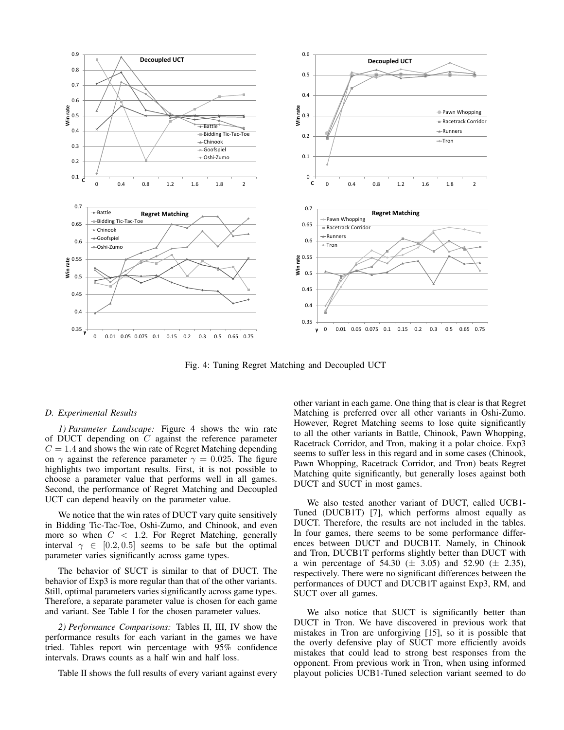Fig. 4: Tuning Regret Matching and Decoupled UCT

### D. Experimental Results

*1) Parameter Landscape:* Figure 4 shows the win rate of DUCT depending on $C$ against the reference parameter $C = 1.4$ and shows the win rate of Regret Matching depending on $\gamma$ against the reference parameter $\gamma = 0.025$. The figure highlights two important results. First, it is not possible to choose a parameter value that performs well in all games. Second, the performance of Regret Matching and Decoupled UCT can depend heavily on the parameter value.

We notice that the win rates of DUCT vary quite sensitively in Bidding Tic-Tac-Toe, Oshi-Zumo, and Chinook, and even more so when $C < 1.2$. For Regret Matching, generally interval $\gamma \in [0.2, 0.5]$ seems to be safe but the optimal parameter varies significantly across game types.

The behavior of SUCT is similar to that of DUCT. The behavior of Exp3 is more regular than that of the other variants. Still, optimal parameters varies significantly across game types. Therefore, a separate parameter value is chosen for each game and variant. See Table I for the chosen parameter values.

*2) Performance Comparisons:* Tables II, III, IV show the performance results for each variant in the games we have tried. Tables report win percentage with 95% confidence intervals. Draws counts as a half win and half loss.

Table II shows the full results of every variant against every other variant in each game. One thing that is clear is that Regret Matching is preferred over all other variants in Oshi-Zumo. However, Regret Matching seems to lose quite significantly to all the other variants in Battle, Chinook, Pawn Whopping, Racetrack Corridor, and Tron, making it a polar choice. Exp3 seems to suffer less in this regard and in some cases (Chinook, Pawn Whopping, Racetrack Corridor, and Tron) beats Regret Matching quite significantly, but generally loses against both DUCT and SUCT in most games.

We also tested another variant of DUCT, called UCB1-Tuned (DUCB1T) [7], which performs almost equally as DUCT. Therefore, the results are not included in the tables. In four games, there seems to be some performance differences between DUCT and DUCB1T. Namely, in Chinook and Tron, DUCB1T performs slightly better than DUCT with a win percentage of 54.30 ($\pm$ 3.05) and 52.90 ($\pm$ 2.35), respectively. There were no significant differences between the performances of DUCT and DUCB1T against Exp3, RM, and SUCT over all games.

We also notice that SUCT is significantly better than DUCT in Tron. We have discovered in previous work that mistakes in Tron are unforgiving [15], so it is possible that the overly defensive play of SUCT more efficiently avoids mistakes that could lead to strong best responses from the opponent. From previous work in Tron, when using informed playout policies UCB1-Tuned selection variant seemed to do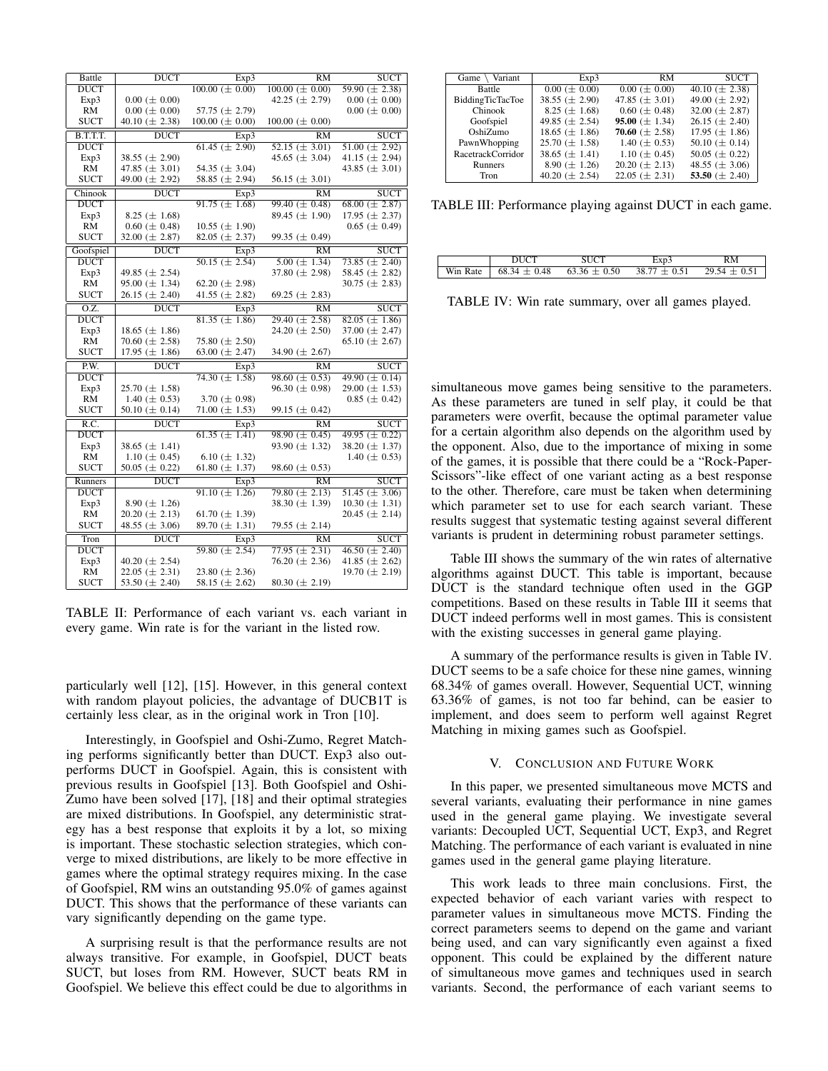| Battle | DUCT | Exp3 | RM | SUCT |
|---|---|---|---|---|
| DUCT | | 100.00 (± 0.00) | 100.00 (± 0.00) | 59.90 (± 2.38) |
| Exp3 | 0.00 (± 0.00) | | 42.25 (± 2.79) | 0.00 (± 0.00) |
| RM | 0.00 (± 0.00) | 57.75 (± 2.79) | | 0.00 (± 0.00) |
| SUCT | 40.10 (± 2.38) | 100.00 (± 0.00) | 100.00 (± 0.00) | |
| **B.T.T.T.** | **DUCT** | **Exp3** | **RM** | **SUCT** |
| DUCT | | 61.45 (± 2.90) | 52.15 (± 3.01) | 51.00 (± 2.92) |
| Exp3 | 38.55 (± 2.90) | | 45.65 (± 3.04) | 41.15 (± 2.94) |
| RM | 47.85 (± 3.01) | 54.35 (± 3.04) | | 43.85 (± 3.01) |
| SUCT | 49.00 (± 2.92) | 58.85 (± 2.94) | 56.15 (± 3.01) | |
| **Chinook** | **DUCT** | **Exp3** | **RM** | **SUCT** |
| DUCT | | 91.75 (± 1.68) | 99.40 (± 0.48) | 68.00 (± 2.87) |
| Exp3 | 8.25 (± 1.68) | | 89.45 (± 1.90) | 17.95 (± 2.37) |
| RM | 0.60 (± 0.48) | 10.55 (± 1.90) | | 0.65 (± 0.49) |
| SUCT | 32.00 (± 2.87) | 82.05 (± 2.37) | 99.35 (± 0.49) | |
| **Goofspiel** | **DUCT** | **Exp3** | **RM** | **SUCT** |
| DUCT | | 50.15 (± 2.54) | 5.00 (± 1.34) | 73.85 (± 2.40) |
| Exp3 | 49.85 (± 2.54) | | 37.80 (± 2.98) | 58.45 (± 2.82) |
| RM | 95.00 (± 1.34) | 62.20 (± 2.98) | | 30.75 (± 2.83) |
| SUCT | 26.15 (± 2.40) | 41.55 (± 2.82) | 69.25 (± 2.83) | |
| **O.Z.** | **DUCT** | **Exp3** | **RM** | **SUCT** |
| DUCT | | 81.35 (± 1.86) | 29.40 (± 2.58) | 82.05 (± 1.86) |
| Exp3 | 18.65 (± 1.86) | | 24.20 (± 2.50) | 37.00 (± 2.47) |
| RM | 70.60 (± 2.58) | 75.80 (± 2.50) | | 65.10 (± 2.67) |
| SUCT | 17.95 (± 1.86) | 63.00 (± 2.47) | 34.90 (± 2.67) | |
| **P.W.** | **DUCT** | **Exp3** | **RM** | **SUCT** |
| DUCT | | 74.30 (± 1.58) | 98.60 (± 0.53) | 49.90 (± 0.14) |
| Exp3 | 25.70 (± 1.58) | | 96.30 (± 0.98) | 29.00 (± 1.53) |
| RM | 1.40 (± 0.53) | 3.70 (± 0.98) | | 0.85 (± 0.42) |
| SUCT | 50.10 (± 0.14) | 71.00 (± 1.53) | 99.15 (± 0.42) | |
| **R.C.** | **DUCT** | **Exp3** | **RM** | **SUCT** |
| DUCT | | 61.35 (± 1.41) | 98.90 (± 0.45) | 49.95 (± 0.22) |
| Exp3 | 38.65 (± 1.41) | | 93.90 (± 1.32) | 38.20 (± 1.37) |
| RM | 1.10 (± 0.45) | 6.10 (± 1.32) | | 1.40 (± 0.53) |
| SUCT | 50.05 (± 0.22) | 61.80 (± 1.37) | 98.60 (± 0.53) | |
| **Runners** | **DUCT** | **Exp3** | **RM** | **SUCT** |
| DUCT | | 91.10 (± 1.26) | 79.80 (± 2.13) | 51.45 (± 3.06) |
| Exp3 | 8.90 (± 1.26) | | 38.30 (± 1.39) | 10.30 (± 1.31) |
| RM | 20.20 (± 2.13) | 61.70 (± 1.39) | | 20.45 (± 2.14) |
| SUCT | 48.55 (± 3.06) | 89.70 (± 1.31) | 79.55 (± 2.14) | |
| **Tron** | **DUCT** | **Exp3** | **RM** | **SUCT** |
| DUCT | | 59.80 (± 2.54) | 77.95 (± 2.31) | 46.50 (± 2.40) |
| Exp3 | 40.20 (± 2.54) | | 76.20 (± 2.36) | 41.85 (± 2.62) |
| RM | 22.05 (± 2.31) | 23.80 (± 2.36) | | 19.70 (± 2.19) |
| SUCT | 53.50 (± 2.40) | 58.15 (± 2.62) | 80.30 (± 2.19) | |

TABLE II: Performance of each variant vs. each variant in every game. Win rate is for the variant in the listed row.

particularly well [12], [15]. However, in this general context with random playout policies, the advantage of DUCB1T is certainly less clear, as in the original work in Tron [10].

Interestingly, in Goofspiel and Oshi-Zumo, Regret Matching performs significantly better than DUCT. Exp3 also outperforms DUCT in Goofspiel. Again, this is consistent with previous results in Goofspiel [13]. Both Goofspiel and Oshi-Zumo have been solved [17], [18] and their optimal strategies are mixed distributions. In Goofspiel, any deterministic strategy has a best response that exploits it by a lot, so mixing is important. These stochastic selection strategies, which converge to mixed distributions, are likely to be more effective in games where the optimal strategy requires mixing. In the case of Goofspiel, RM wins an outstanding 95.0% of games against DUCT. This shows that the performance of these variants can vary significantly depending on the game type.

A surprising result is that the performance results are not always transitive. For example, in Goofspiel, DUCT beats SUCT, but loses from RM. However, SUCT beats RM in Goofspiel. We believe this effect could be due to algorithms in simultaneous move games being sensitive to the parameters. As these parameters are tuned in self play, it could be that parameters were overfit, because the optimal parameter value for a certain algorithm also depends on the algorithm used by the opponent. Also, due to the importance of mixing in some of the games, it is possible that there could be a "Rock-Paper-Scissors"-like effect of one variant acting as a best response to the other. Therefore, care must be taken when determining which parameter set to use for each search variant. These results suggest that systematic testing against several different variants is prudent in determining robust parameter settings.

| Game \ Variant | Exp3 | RM | SUCT |
|---|---|---|---|
| Battle | 0.00 (± 0.00) | 0.00 (± 0.00) | 40.10 (± 2.38) |
| BiddingTicTacToe | 38.55 (± 2.90) | 47.85 (± 3.01) | 49.00 (± 2.92) |
| Chinook | 8.25 (± 1.68) | 0.60 (± 0.48) | 32.00 (± 2.87) |
| Goofspiel | 49.85 (± 2.54) | **95.00** (± 1.34) | 26.15 (± 2.40) |
| OshiZumo | 18.65 (± 1.86) | **70.60** (± 2.58) | 17.95 (± 1.86) |
| PawnWhopping | 25.70 (± 1.58) | 1.40 (± 0.53) | 50.10 (± 0.14) |
| RacetrackCorridor | 38.65 (± 1.41) | 1.10 (± 0.45) | 50.05 (± 0.22) |
| Runners | 8.90 (± 1.26) | 20.20 (± 2.13) | 48.55 (± 3.06) |
| Tron | 40.20 (± 2.54) | 22.05 (± 2.31) | **53.50** (± 2.40) |

TABLE III: Performance playing against DUCT in each game.

| | DUCT | SUCT | Exp3 | RM |
|---|---|---|---|---|
| Win Rate | 68.34 ± 0.48 | 63.36 ± 0.50 | 38.77 ± 0.51 | 29.54 ± 0.51 |

TABLE IV: Win rate summary, over all games played.

Table III shows the summary of the win rates of alternative algorithms against DUCT. This table is important, because DUCT is the standard technique often used in the GGP competitions. Based on these results in Table III it seems that DUCT indeed performs well in most games. This is consistent with the existing successes in general game playing.

A summary of the performance results is given in Table IV. DUCT seems to be a safe choice for these nine games, winning 68.34% of games overall. However, Sequential UCT, winning 63.36% of games, is not too far behind, can be easier to implement, and does seem to perform well against Regret Matching in mixing games such as Goofspiel.

## V. Conclusion and Future Work

In this paper, we presented simultaneous move MCTS and several variants, evaluating their performance in nine games used in the general game playing. We investigate several variants: Decoupled UCT, Sequential UCT, Exp3, and Regret Matching. The performance of each variant is evaluated in nine games used in the general game playing literature.

This work leads to three main conclusions. First, the expected behavior of each variant varies with respect to parameter values in simultaneous move MCTS. Finding the correct parameters seems to depend on the game and variant being used, and can vary significantly even against a fixed opponent. This could be explained by the different nature of simultaneous move games and techniques used in search variants. Second, the performance of each variant seems to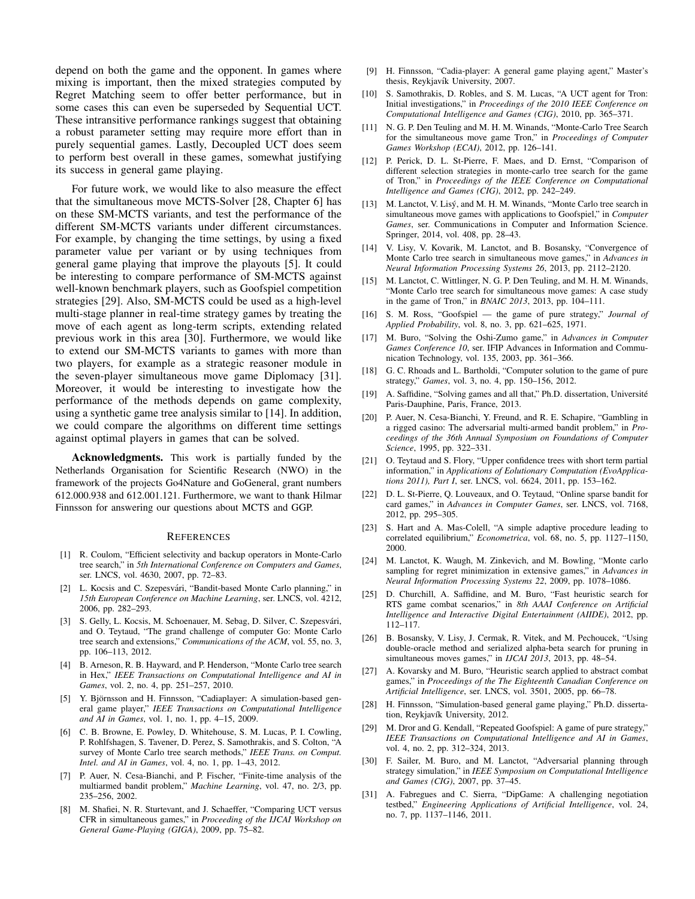depend on both the game and the opponent. In games where mixing is important, then the mixed strategies computed by Regret Matching seem to offer better performance, but in some cases this can even be superseded by Sequential UCT. These intransitive performance rankings suggest that obtaining a robust parameter setting may require more effort than in purely sequential games. Lastly, Decoupled UCT does seem to perform best overall in these games, somewhat justifying its success in general game playing.

For future work, we would like to also measure the effect that the simultaneous move MCTS-Solver [28, Chapter 6] has on these SM-MCTS variants, and test the performance of the different SM-MCTS variants under different circumstances. For example, by changing the time settings, by using a fixed parameter value per variant or by using techniques from general game playing that improve the playouts [5]. It could be interesting to compare performance of SM-MCTS against well-known benchmark players, such as Goofspiel competition strategies [29]. Also, SM-MCTS could be used as a high-level multi-stage planner in real-time strategy games by treating the move of each agent as long-term scripts, extending related previous work in this area [30]. Furthermore, we would like to extend our SM-MCTS variants to games with more than two players, for example as a strategic reasoner module in the seven-player simultaneous move game Diplomacy [31]. Moreover, it would be interesting to investigate how the performance of the methods depends on game complexity, using a synthetic game tree analysis similar to [14]. In addition, we could compare the algorithms on different time settings against optimal players in games that can be solved.

**Acknowledgments.** This work is partially funded by the Netherlands Organisation for Scientific Research (NWO) in the framework of the projects Go4Nature and GoGeneral, grant numbers 612.000.938 and 612.001.121. Furthermore, we want to thank Hilmar Finnsson for answering our questions about MCTS and GGP.

## References

[1] R. Coulom, "Efficient selectivity and backup operators in Monte-Carlo tree search," in *5th International Conference on Computers and Games*, ser. LNCS, vol. 4630, 2007, pp. 72–83.

[2] L. Kocsis and C. Szepesvári, "Bandit-based Monte Carlo planning," in *15th European Conference on Machine Learning*, ser. LNCS, vol. 4212, 2006, pp. 282–293.

[3] S. Gelly, L. Kocsis, M. Schoenauer, M. Sebag, D. Silver, C. Szepesvári, and O. Teytaud, "The grand challenge of computer Go: Monte Carlo tree search and extensions," *Communications of the ACM*, vol. 55, no. 3, pp. 106–113, 2012.

[4] B. Arneson, R. B. Hayward, and P. Henderson, "Monte Carlo tree search in Hex," *IEEE Transactions on Computational Intelligence and AI in Games*, vol. 2, no. 4, pp. 251–257, 2010.

[5] Y. Björnsson and H. Finnsson, "Cadiaplayer: A simulation-based general game player," *IEEE Transactions on Computational Intelligence and AI in Games*, vol. 1, no. 1, pp. 4–15, 2009.

[6] C. B. Browne, E. Powley, D. Whitehouse, S. M. Lucas, P. I. Cowling, P. Rohlfshagen, S. Tavener, D. Perez, S. Samothrakis, and S. Colton, "A survey of Monte Carlo tree search methods," *IEEE Trans. on Comput. Intel. and AI in Games*, vol. 4, no. 1, pp. 1–43, 2012.

[7] P. Auer, N. Cesa-Bianchi, and P. Fischer, "Finite-time analysis of the multiarmed bandit problem," *Machine Learning*, vol. 47, no. 2/3, pp. 235–256, 2002.

[8] M. Shafiei, N. R. Sturtevant, and J. Schaeffer, "Comparing UCT versus CFR in simultaneous games," in *Proceeding of the IJCAI Workshop on General Game-Playing (GIGA)*, 2009, pp. 75–82.

[9] H. Finnsson, "Cadia-player: A general game playing agent," Master's thesis, Reykjavík University, 2007.

[10] S. Samothrakis, D. Robles, and S. M. Lucas, "A UCT agent for Tron: Initial investigations," in *Proceedings of the 2010 IEEE Conference on Computational Intelligence and Games (CIG)*, 2010, pp. 365–371.

[11] N. G. P. Den Teuling and M. H. M. Winands, "Monte-Carlo Tree Search for the simultaneous move game Tron," in *Proceedings of Computer Games Workshop (ECAI)*, 2012, pp. 126–141.

[12] P. Perick, D. L. St-Pierre, F. Maes, and D. Ernst, "Comparison of different selection strategies in monte-carlo tree search for the game of Tron," in *Proceedings of the IEEE Conference on Computational Intelligence and Games (CIG)*, 2012, pp. 242–249.

[13] M. Lanctot, V. Lisý, and M. H. M. Winands, "Monte Carlo tree search in simultaneous move games with applications to Goofspiel," in *Computer Games*, ser. Communications in Computer and Information Science. Springer, 2014, vol. 408, pp. 28–43.

[14] V. Lisy, V. Kovarik, M. Lanctot, and B. Bosansky, "Convergence of Monte Carlo tree search in simultaneous move games," in *Advances in Neural Information Processing Systems 26*, 2013, pp. 2112–2120.

[15] M. Lanctot, C. Wittlinger, N. G. P. Den Teuling, and M. H. M. Winands, "Monte Carlo tree search for simultaneous move games: A case study in the game of Tron," in *BNAIC 2013*, 2013, pp. 104–111.

[16] S. M. Ross, "Goofspiel — the game of pure strategy," *Journal of Applied Probability*, vol. 8, no. 3, pp. 621–625, 1971.

[17] M. Buro, "Solving the Oshi-Zumo game," in *Advances in Computer Games Conference 10*, ser. IFIP Advances in Information and Communication Technology, vol. 135, 2003, pp. 361–366.

[18] G. C. Rhoads and L. Bartholdi, "Computer solution to the game of pure strategy," *Games*, vol. 3, no. 4, pp. 150–156, 2012.

[19] A. Saffidine, "Solving games and all that," Ph.D. dissertation, Université Paris-Dauphine, Paris, France, 2013.

[20] P. Auer, N. Cesa-Bianchi, Y. Freund, and R. E. Schapire, "Gambling in a rigged casino: The adversarial multi-armed bandit problem," in *Proceedings of the 36th Annual Symposium on Foundations of Computer Science*, 1995, pp. 322–331.

[21] O. Teytaud and S. Flory, "Upper confidence trees with short term partial information," in *Applications of Eolutionary Computation (EvoApplications 2011), Part I*, ser. LNCS, vol. 6624, 2011, pp. 153–162.

[22] D. L. St-Pierre, Q. Louveaux, and O. Teytaud, "Online sparse bandit for card games," in *Advances in Computer Games*, ser. LNCS, vol. 7168, 2012, pp. 295–305.

[23] S. Hart and A. Mas-Colell, "A simple adaptive procedure leading to correlated equilibrium," *Econometrica*, vol. 68, no. 5, pp. 1127–1150, 2000.

[24] M. Lanctot, K. Waugh, M. Zinkevich, and M. Bowling, "Monte carlo sampling for regret minimization in extensive games," in *Advances in Neural Information Processing Systems 22*, 2009, pp. 1078–1086.

[25] D. Churchill, A. Saffidine, and M. Buro, "Fast heuristic search for RTS game combat scenarios," in *8th AAAI Conference on Artificial Intelligence and Interactive Digital Entertainment (AIIDE)*, 2012, pp. 112–117.

[26] B. Bosansky, V. Lisy, J. Cermak, R. Vitek, and M. Pechoucek, "Using double-oracle method and serialized alpha-beta search for pruning in simultaneous moves games," in *IJCAI 2013*, 2013, pp. 48–54.

[27] A. Kovarsky and M. Buro, "Heuristic search applied to abstract combat games," in *Proceedings of the The Eighteenth Canadian Conference on Artificial Intelligence*, ser. LNCS, vol. 3501, 2005, pp. 66–78.

[28] H. Finnsson, "Simulation-based general game playing," Ph.D. dissertation, Reykjavík University, 2012.

[29] M. Dror and G. Kendall, "Repeated Goofspiel: A game of pure strategy," *IEEE Transactions on Computational Intelligence and AI in Games*, vol. 4, no. 2, pp. 312–324, 2013.

[30] F. Sailer, M. Buro, and M. Lanctot, "Adversarial planning through strategy simulation," in *IEEE Symposium on Computational Intelligence and Games (CIG)*, 2007, pp. 37–45.

[31] A. Fabregues and C. Sierra, "DipGame: A challenging negotiation testbed," *Engineering Applications of Artificial Intelligence*, vol. 24, no. 7, pp. 1137–1146, 2011.